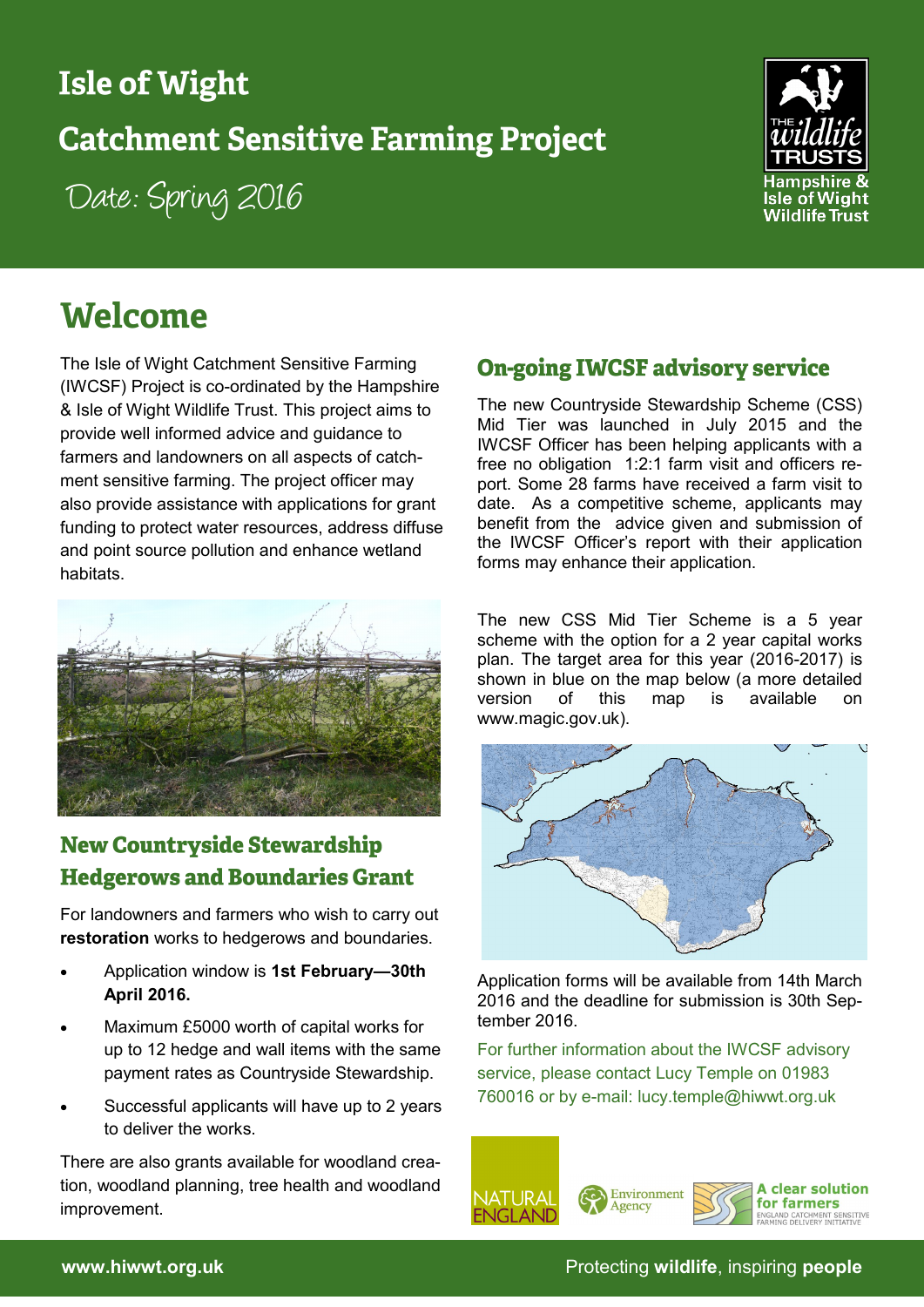# Isle of Wight Catchment Sensitive Farming Project

Date: Spring 2016

The wildlife TRUSTS – Hampshire & Isle of Wight Wildlife Trust

## Welcome

The Isle of Wight Catchment Sensitive Farming (IWCSF) Project is co-ordinated by the Hampshire & Isle of Wight Wildlife Trust. This project aims to provide well informed advice and guidance to farmers and landowners on all aspects of catchment sensitive farming. The project officer may also provide assistance with applications for grant funding to protect water resources, address diffuse and point source pollution and enhance wetland habitats.

### New Countryside Stewardship Hedgerows and Boundaries Grant

For landowners and farmers who wish to carry out **restoration** works to hedgerows and boundaries.

- Application window is **1st February—30th April 2016.**
- Maximum £5000 worth of capital works for up to 12 hedge and wall items with the same payment rates as Countryside Stewardship.
- Successful applicants will have up to 2 years to deliver the works.

There are also grants available for woodland creation, woodland planning, tree health and woodland improvement.

### On-going IWCSF advisory service

The new Countryside Stewardship Scheme (CSS) Mid Tier was launched in July 2015 and the IWCSF Officer has been helping applicants with a free no obligation 1:2:1 farm visit and officers report. Some 28 farms have received a farm visit to date. As a competitive scheme, applicants may benefit from the advice given and submission of the IWCSF Officer's report with their application forms may enhance their application.

The new CSS Mid Tier Scheme is a 5 year scheme with the option for a 2 year capital works plan. The target area for this year (2016-2017) is shown in blue on the map below (a more detailed version of this map is available on www.magic.gov.uk).

Application forms will be available from 14th March 2016 and the deadline for submission is 30th September 2016.

For further information about the IWCSF advisory service, please contact Lucy Temple on 01983 760016 or by e-mail: lucy.temple@hiwwt.org.uk

NATURAL ENGLAND | Environment Agency | A clear solution for farmers – England Catchment Sensitive Farming Delivery Initiative

www.hiwwt.org.uk — Protecting **wildlife**, inspiring **people**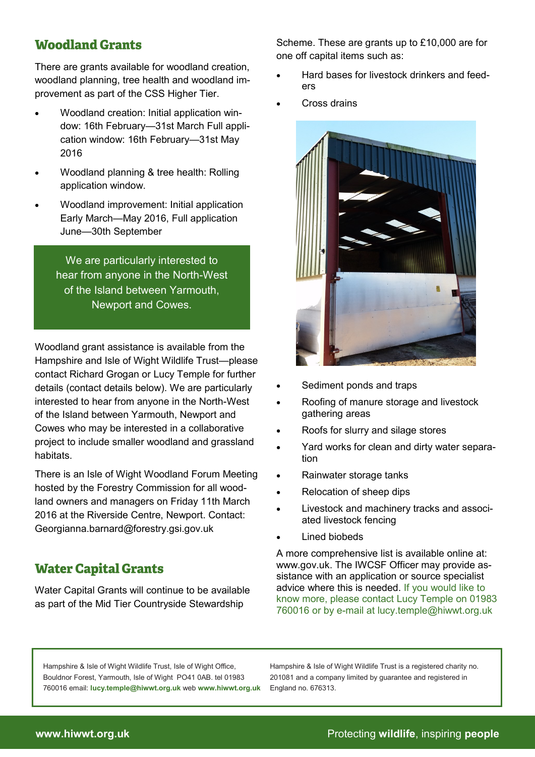## Woodland Grants

There are grants available for woodland creation, woodland planning, tree health and woodland improvement as part of the CSS Higher Tier.

- Woodland creation: Initial application window: 16th February—31st March Full application window: 16th February—31st May 2016
- Woodland planning & tree health: Rolling application window.
- Woodland improvement: Initial application Early March—May 2016, Full application June—30th September

We are particularly interested to hear from anyone in the North-West of the Island between Yarmouth, Newport and Cowes.

Woodland grant assistance is available from the Hampshire and Isle of Wight Wildlife Trust—please contact Richard Grogan or Lucy Temple for further details (contact details below). We are particularly interested to hear from anyone in the North-West of the Island between Yarmouth, Newport and Cowes who may be interested in a collaborative project to include smaller woodland and grassland habitats.

There is an Isle of Wight Woodland Forum Meeting hosted by the Forestry Commission for all woodland owners and managers on Friday 11th March 2016 at the Riverside Centre, Newport. Contact: Georgianna.barnard@forestry.gsi.gov.uk

## Water Capital Grants

Water Capital Grants will continue to be available as part of the Mid Tier Countryside Stewardship Scheme. These are grants up to £10,000 are for one off capital items such as:

- Hard bases for livestock drinkers and feeders
- Cross drains
- Sediment ponds and traps
- Roofing of manure storage and livestock gathering areas
- Roofs for slurry and silage stores
- Yard works for clean and dirty water separation
- Rainwater storage tanks
- Relocation of sheep dips
- Livestock and machinery tracks and associated livestock fencing
- Lined biobeds

A more comprehensive list is available online at: www.gov.uk. The IWCSF Officer may provide assistance with an application or source specialist advice where this is needed. If you would like to know more, please contact Lucy Temple on 01983 760016 or by e-mail at lucy.temple@hiwwt.org.uk

Hampshire & Isle of Wight Wildlife Trust, Isle of Wight Office, Bouldnor Forest, Yarmouth, Isle of Wight PO41 0AB. tel 01983 760016 email: **lucy.temple@hiwwt.org.uk** web **www.hiwwt.org.uk**

Hampshire & Isle of Wight Wildlife Trust is a registered charity no. 201081 and a company limited by guarantee and registered in England no. 676313.

**www.hiwwt.org.uk** Protecting **wildlife**, inspiring **people**